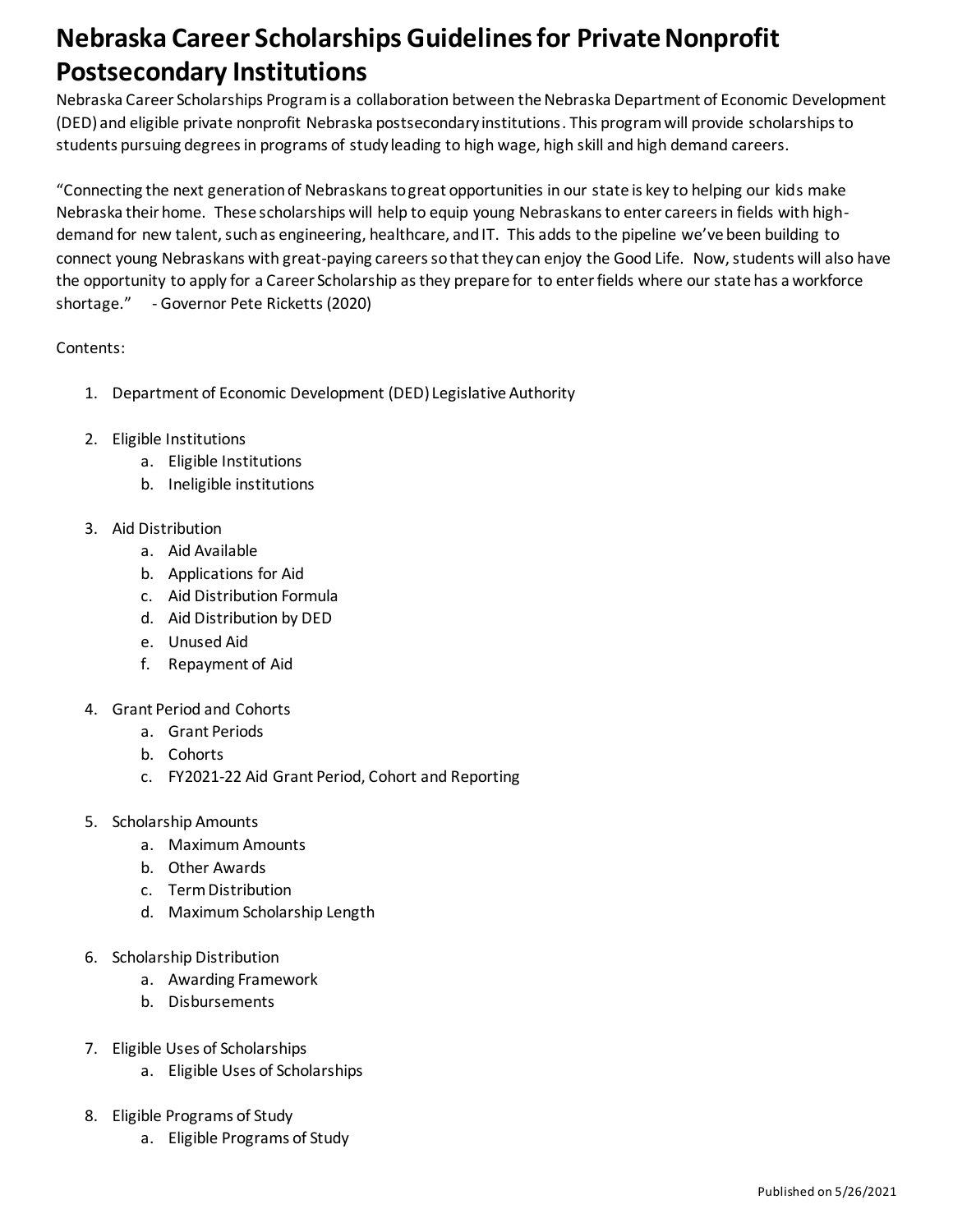# Nebraska Career Scholarships Guidelines for Private Nonprofit Postsecondary Institutions

Nebraska Career Scholarships Program is a collaboration between the Nebraska Department of Economic Development (DED) and eligible private nonprofit Nebraska postsecondary institutions. This program will provide scholarships to students pursuing degrees in programs of study leading to high wage, high skill and high demand careers.

"Connecting the next generation of Nebraskans to great opportunities in our state is key to helping our kids make Nebraska their home. These scholarships will help to equip young Nebraskans to enter careers in fields with high-demand for new talent, such as engineering, healthcare, and IT. This adds to the pipeline we've been building to connect young Nebraskans with great-paying careers so that they can enjoy the Good Life. Now, students will also have the opportunity to apply for a Career Scholarship as they prepare for to enter fields where our state has a workforce shortage." - Governor Pete Ricketts (2020)

Contents:

1. Department of Economic Development (DED) Legislative Authority
2. Eligible Institutions
   a. Eligible Institutions
   b. Ineligible institutions
3. Aid Distribution
   a. Aid Available
   b. Applications for Aid
   c. Aid Distribution Formula
   d. Aid Distribution by DED
   e. Unused Aid
   f. Repayment of Aid
4. Grant Period and Cohorts
   a. Grant Periods
   b. Cohorts
   c. FY2021-22 Aid Grant Period, Cohort and Reporting
5. Scholarship Amounts
   a. Maximum Amounts
   b. Other Awards
   c. Term Distribution
   d. Maximum Scholarship Length
6. Scholarship Distribution
   a. Awarding Framework
   b. Disbursements
7. Eligible Uses of Scholarships
   a. Eligible Uses of Scholarships
8. Eligible Programs of Study
   a. Eligible Programs of Study

Published on 5/26/2021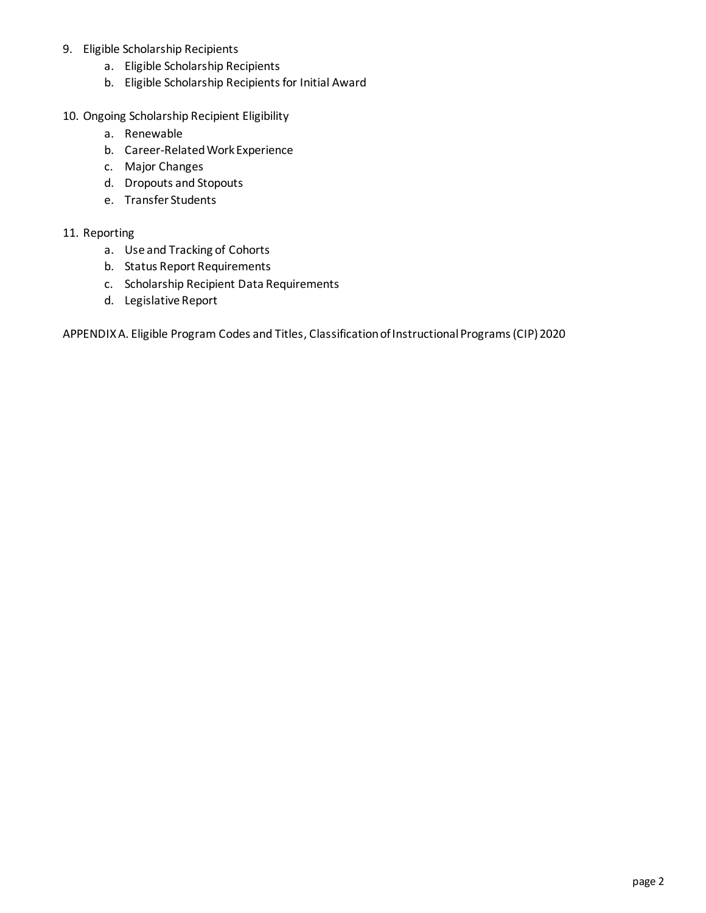9. Eligible Scholarship Recipients
    a. Eligible Scholarship Recipients
    b. Eligible Scholarship Recipients for Initial Award

10. Ongoing Scholarship Recipient Eligibility
    a. Renewable
    b. Career-Related Work Experience
    c. Major Changes
    d. Dropouts and Stopouts
    e. Transfer Students

11. Reporting
    a. Use and Tracking of Cohorts
    b. Status Report Requirements
    c. Scholarship Recipient Data Requirements
    d. Legislative Report

APPENDIX A. Eligible Program Codes and Titles, Classification of Instructional Programs (CIP) 2020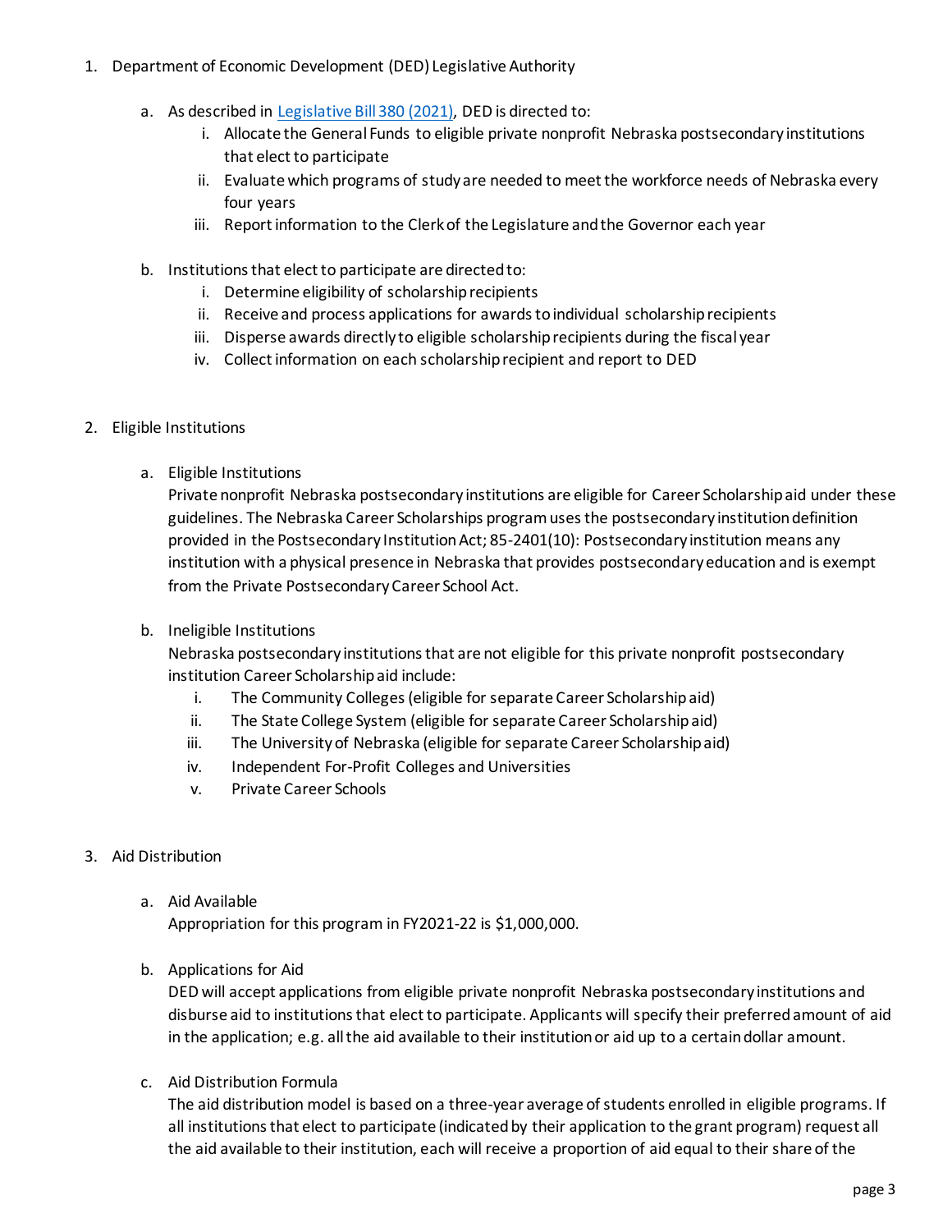1. Department of Economic Development (DED) Legislative Authority

    a. As described in [Legislative Bill 380 (2021)](), DED is directed to:
        i. Allocate the General Funds to eligible private nonprofit Nebraska postsecondary institutions that elect to participate
        ii. Evaluate which programs of study are needed to meet the workforce needs of Nebraska every four years
        iii. Report information to the Clerk of the Legislature and the Governor each year

    b. Institutions that elect to participate are directed to:
        i. Determine eligibility of scholarship recipients
        ii. Receive and process applications for awards to individual scholarship recipients
        iii. Disperse awards directly to eligible scholarship recipients during the fiscal year
        iv. Collect information on each scholarship recipient and report to DED

2. Eligible Institutions

    a. Eligible Institutions
    Private nonprofit Nebraska postsecondary institutions are eligible for Career Scholarship aid under these guidelines. The Nebraska Career Scholarships program uses the postsecondary institution definition provided in the Postsecondary Institution Act; 85-2401(10): Postsecondary institution means any institution with a physical presence in Nebraska that provides postsecondary education and is exempt from the Private Postsecondary Career School Act.

    b. Ineligible Institutions
    Nebraska postsecondary institutions that are not eligible for this private nonprofit postsecondary institution Career Scholarship aid include:
        i. The Community Colleges (eligible for separate Career Scholarship aid)
        ii. The State College System (eligible for separate Career Scholarship aid)
        iii. The University of Nebraska (eligible for separate Career Scholarship aid)
        iv. Independent For-Profit Colleges and Universities
        v. Private Career Schools

3. Aid Distribution

    a. Aid Available
    Appropriation for this program in FY2021-22 is $1,000,000.

    b. Applications for Aid
    DED will accept applications from eligible private nonprofit Nebraska postsecondary institutions and disburse aid to institutions that elect to participate. Applicants will specify their preferred amount of aid in the application; e.g. all the aid available to their institution or aid up to a certain dollar amount.

    c. Aid Distribution Formula
    The aid distribution model is based on a three-year average of students enrolled in eligible programs. If all institutions that elect to participate (indicated by their application to the grant program) request all the aid available to their institution, each will receive a proportion of aid equal to their share of the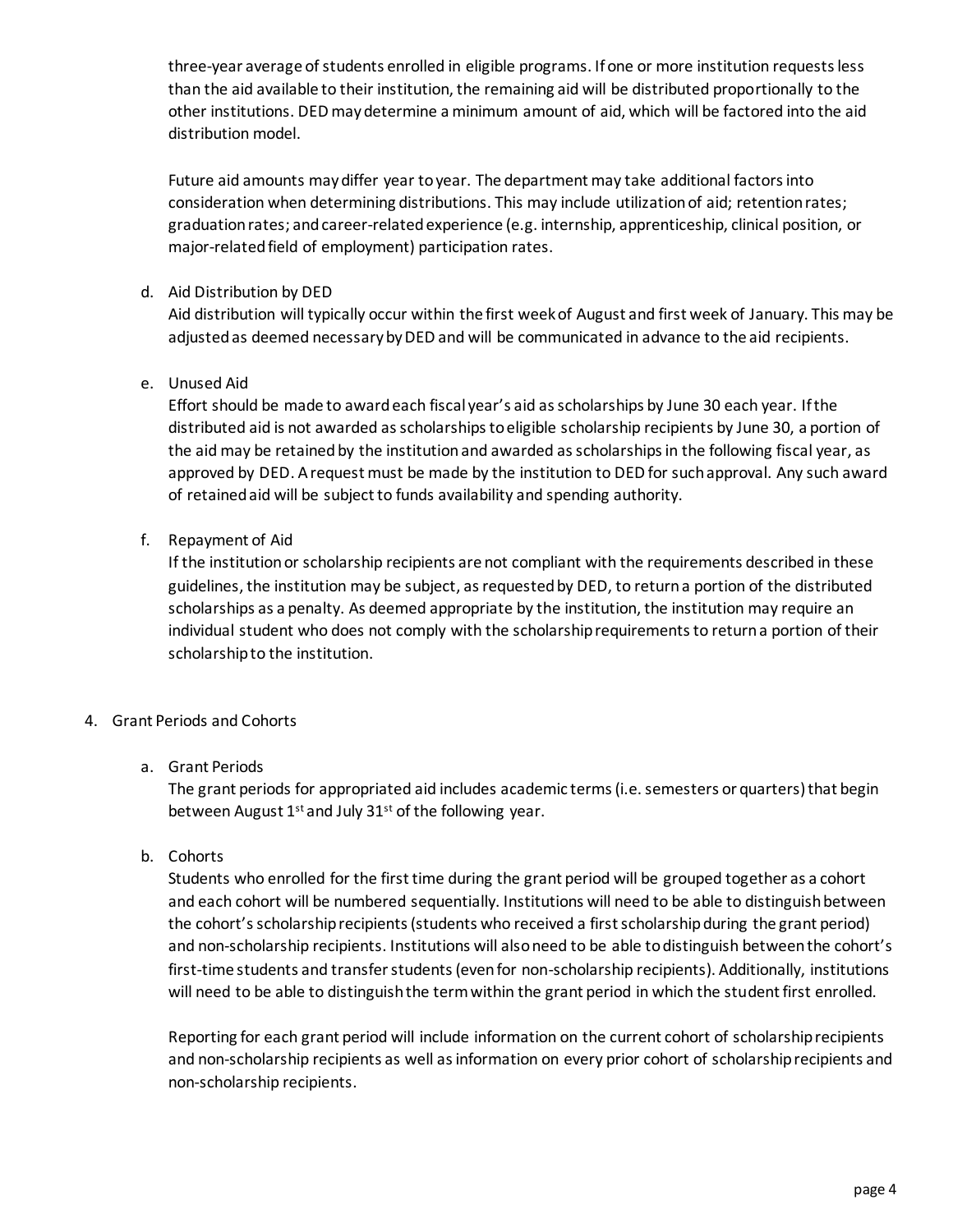three-year average of students enrolled in eligible programs. If one or more institution requests less than the aid available to their institution, the remaining aid will be distributed proportionally to the other institutions. DED may determine a minimum amount of aid, which will be factored into the aid distribution model.

Future aid amounts may differ year to year. The department may take additional factors into consideration when determining distributions. This may include utilization of aid; retention rates; graduation rates; and career-related experience (e.g. internship, apprenticeship, clinical position, or major-related field of employment) participation rates.

d. Aid Distribution by DED

Aid distribution will typically occur within the first week of August and first week of January. This may be adjusted as deemed necessary by DED and will be communicated in advance to the aid recipients.

e. Unused Aid

Effort should be made to award each fiscal year's aid as scholarships by June 30 each year. If the distributed aid is not awarded as scholarships to eligible scholarship recipients by June 30, a portion of the aid may be retained by the institution and awarded as scholarships in the following fiscal year, as approved by DED. A request must be made by the institution to DED for such approval. Any such award of retained aid will be subject to funds availability and spending authority.

f. Repayment of Aid

If the institution or scholarship recipients are not compliant with the requirements described in these guidelines, the institution may be subject, as requested by DED, to return a portion of the distributed scholarships as a penalty. As deemed appropriate by the institution, the institution may require an individual student who does not comply with the scholarship requirements to return a portion of their scholarship to the institution.

4. Grant Periods and Cohorts

a. Grant Periods

The grant periods for appropriated aid includes academic terms (i.e. semesters or quarters) that begin between August 1st and July 31st of the following year.

b. Cohorts

Students who enrolled for the first time during the grant period will be grouped together as a cohort and each cohort will be numbered sequentially. Institutions will need to be able to distinguish between the cohort's scholarship recipients (students who received a first scholarship during the grant period) and non-scholarship recipients. Institutions will also need to be able to distinguish between the cohort's first-time students and transfer students (even for non-scholarship recipients). Additionally, institutions will need to be able to distinguish the term within the grant period in which the student first enrolled.

Reporting for each grant period will include information on the current cohort of scholarship recipients and non-scholarship recipients as well as information on every prior cohort of scholarship recipients and non-scholarship recipients.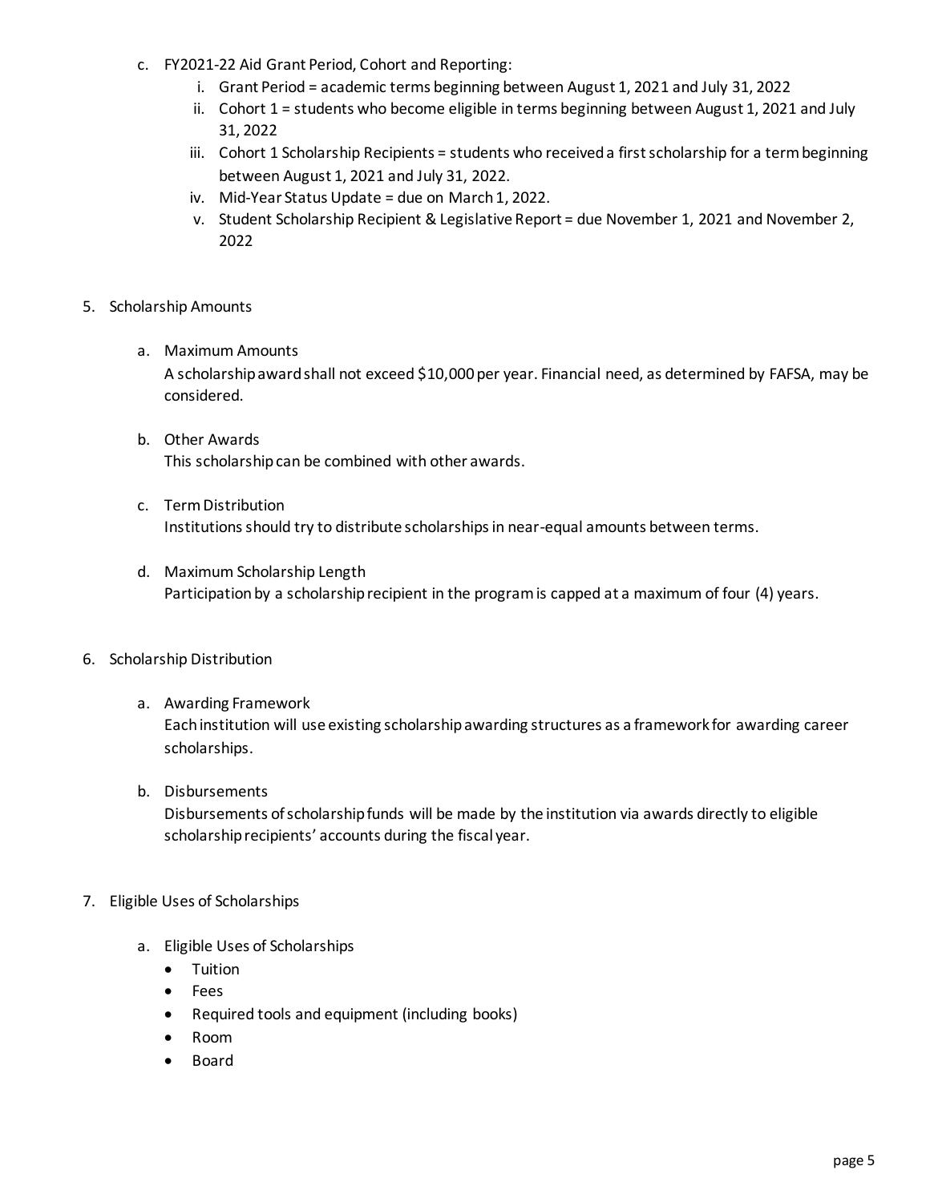c. FY2021-22 Aid Grant Period, Cohort and Reporting:
   i. Grant Period = academic terms beginning between August 1, 2021 and July 31, 2022
   ii. Cohort 1 = students who become eligible in terms beginning between August 1, 2021 and July 31, 2022
   iii. Cohort 1 Scholarship Recipients = students who received a first scholarship for a term beginning between August 1, 2021 and July 31, 2022.
   iv. Mid-Year Status Update = due on March 1, 2022.
   v. Student Scholarship Recipient & Legislative Report = due November 1, 2021 and November 2, 2022

5. Scholarship Amounts

   a. Maximum Amounts
   A scholarship award shall not exceed $10,000 per year. Financial need, as determined by FAFSA, may be considered.

   b. Other Awards
   This scholarship can be combined with other awards.

   c. Term Distribution
   Institutions should try to distribute scholarships in near-equal amounts between terms.

   d. Maximum Scholarship Length
   Participation by a scholarship recipient in the program is capped at a maximum of four (4) years.

6. Scholarship Distribution

   a. Awarding Framework
   Each institution will use existing scholarship awarding structures as a framework for awarding career scholarships.

   b. Disbursements
   Disbursements of scholarship funds will be made by the institution via awards directly to eligible scholarship recipients' accounts during the fiscal year.

7. Eligible Uses of Scholarships

   a. Eligible Uses of Scholarships
      - Tuition
      - Fees
      - Required tools and equipment (including books)
      - Room
      - Board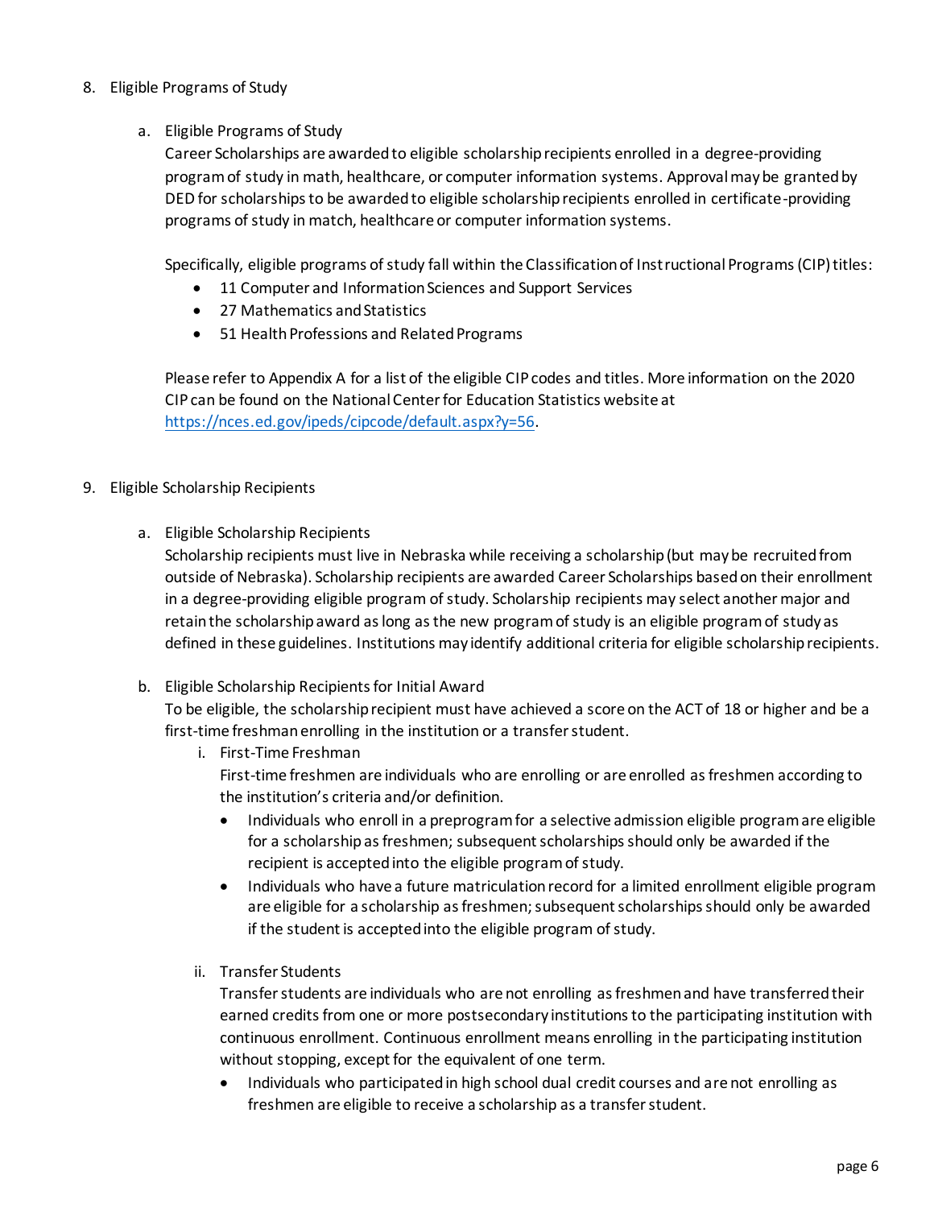8. Eligible Programs of Study

   a. Eligible Programs of Study

      Career Scholarships are awarded to eligible scholarship recipients enrolled in a degree-providing program of study in math, healthcare, or computer information systems. Approval may be granted by DED for scholarships to be awarded to eligible scholarship recipients enrolled in certificate-providing programs of study in match, healthcare or computer information systems.

      Specifically, eligible programs of study fall within the Classification of Instructional Programs (CIP) titles:

      - 11 Computer and Information Sciences and Support Services
      - 27 Mathematics and Statistics
      - 51 Health Professions and Related Programs

      Please refer to Appendix A for a list of the eligible CIP codes and titles. More information on the 2020 CIP can be found on the National Center for Education Statistics website at https://nces.ed.gov/ipeds/cipcode/default.aspx?y=56.

9. Eligible Scholarship Recipients

   a. Eligible Scholarship Recipients

      Scholarship recipients must live in Nebraska while receiving a scholarship (but may be recruited from outside of Nebraska). Scholarship recipients are awarded Career Scholarships based on their enrollment in a degree-providing eligible program of study. Scholarship recipients may select another major and retain the scholarship award as long as the new program of study is an eligible program of study as defined in these guidelines. Institutions may identify additional criteria for eligible scholarship recipients.

   b. Eligible Scholarship Recipients for Initial Award

      To be eligible, the scholarship recipient must have achieved a score on the ACT of 18 or higher and be a first-time freshman enrolling in the institution or a transfer student.

      i. First-Time Freshman

         First-time freshmen are individuals who are enrolling or are enrolled as freshmen according to the institution's criteria and/or definition.

         - Individuals who enroll in a preprogram for a selective admission eligible program are eligible for a scholarship as freshmen; subsequent scholarships should only be awarded if the recipient is accepted into the eligible program of study.
         - Individuals who have a future matriculation record for a limited enrollment eligible program are eligible for a scholarship as freshmen; subsequent scholarships should only be awarded if the student is accepted into the eligible program of study.

      ii. Transfer Students

         Transfer students are individuals who are not enrolling as freshmen and have transferred their earned credits from one or more postsecondary institutions to the participating institution with continuous enrollment. Continuous enrollment means enrolling in the participating institution without stopping, except for the equivalent of one term.

         - Individuals who participated in high school dual credit courses and are not enrolling as freshmen are eligible to receive a scholarship as a transfer student.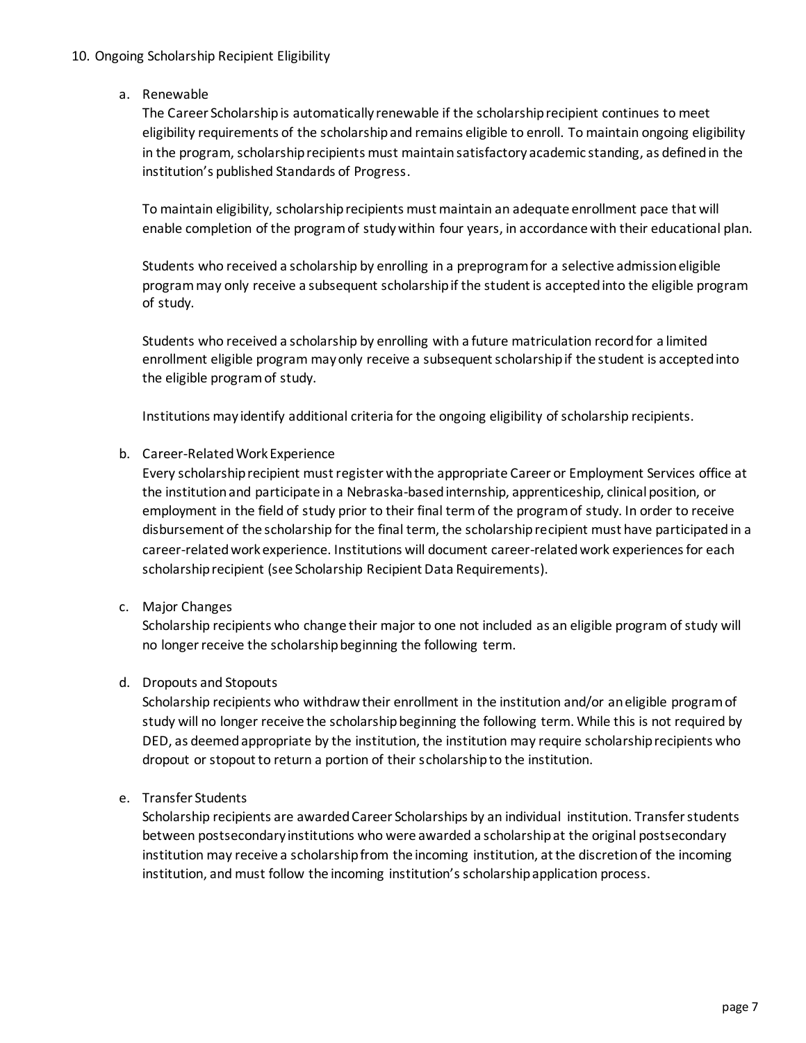10. Ongoing Scholarship Recipient Eligibility

   a. Renewable

   The Career Scholarship is automatically renewable if the scholarship recipient continues to meet eligibility requirements of the scholarship and remains eligible to enroll. To maintain ongoing eligibility in the program, scholarship recipients must maintain satisfactory academic standing, as defined in the institution's published Standards of Progress.

   To maintain eligibility, scholarship recipients must maintain an adequate enrollment pace that will enable completion of the program of study within four years, in accordance with their educational plan.

   Students who received a scholarship by enrolling in a preprogram for a selective admission eligible program may only receive a subsequent scholarship if the student is accepted into the eligible program of study.

   Students who received a scholarship by enrolling with a future matriculation record for a limited enrollment eligible program may only receive a subsequent scholarship if the student is accepted into the eligible program of study.

   Institutions may identify additional criteria for the ongoing eligibility of scholarship recipients.

   b. Career-Related Work Experience

   Every scholarship recipient must register with the appropriate Career or Employment Services office at the institution and participate in a Nebraska-based internship, apprenticeship, clinical position, or employment in the field of study prior to their final term of the program of study. In order to receive disbursement of the scholarship for the final term, the scholarship recipient must have participated in a career-related work experience. Institutions will document career-related work experiences for each scholarship recipient (see Scholarship Recipient Data Requirements).

   c. Major Changes

   Scholarship recipients who change their major to one not included as an eligible program of study will no longer receive the scholarship beginning the following term.

   d. Dropouts and Stopouts

   Scholarship recipients who withdraw their enrollment in the institution and/or an eligible program of study will no longer receive the scholarship beginning the following term. While this is not required by DED, as deemed appropriate by the institution, the institution may require scholarship recipients who dropout or stopout to return a portion of their scholarship to the institution.

   e. Transfer Students

   Scholarship recipients are awarded Career Scholarships by an individual institution. Transfer students between postsecondary institutions who were awarded a scholarship at the original postsecondary institution may receive a scholarship from the incoming institution, at the discretion of the incoming institution, and must follow the incoming institution's scholarship application process.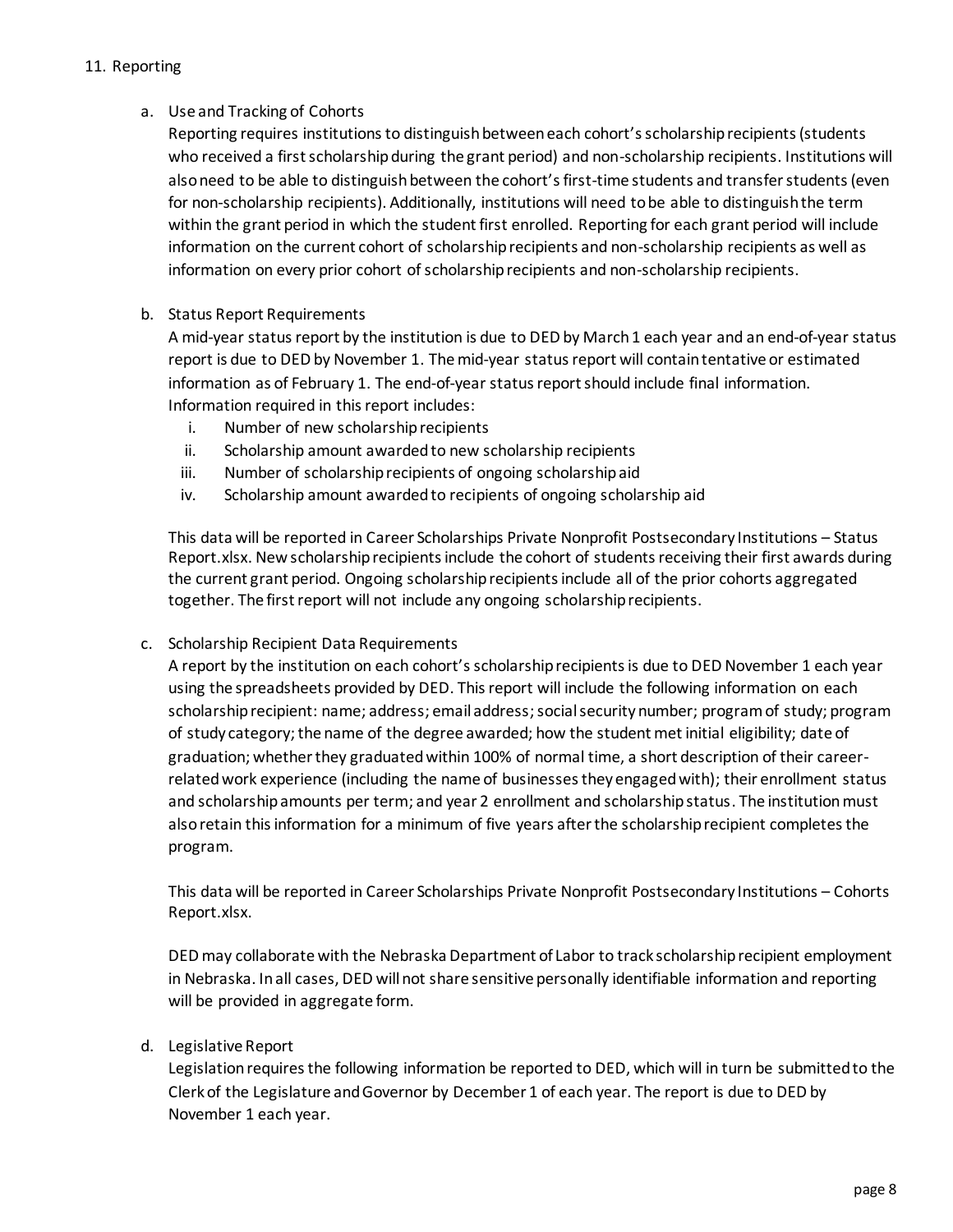## 11. Reporting

### a. Use and Tracking of Cohorts

Reporting requires institutions to distinguish between each cohort's scholarship recipients (students who received a first scholarship during the grant period) and non-scholarship recipients. Institutions will also need to be able to distinguish between the cohort's first-time students and transfer students (even for non-scholarship recipients). Additionally, institutions will need to be able to distinguish the term within the grant period in which the student first enrolled. Reporting for each grant period will include information on the current cohort of scholarship recipients and non-scholarship recipients as well as information on every prior cohort of scholarship recipients and non-scholarship recipients.

### b. Status Report Requirements

A mid-year status report by the institution is due to DED by March 1 each year and an end-of-year status report is due to DED by November 1. The mid-year status report will contain tentative or estimated information as of February 1. The end-of-year status report should include final information. Information required in this report includes:

i. Number of new scholarship recipients
ii. Scholarship amount awarded to new scholarship recipients
iii. Number of scholarship recipients of ongoing scholarship aid
iv. Scholarship amount awarded to recipients of ongoing scholarship aid

This data will be reported in Career Scholarships Private Nonprofit Postsecondary Institutions – Status Report.xlsx. New scholarship recipients include the cohort of students receiving their first awards during the current grant period. Ongoing scholarship recipients include all of the prior cohorts aggregated together. The first report will not include any ongoing scholarship recipients.

### c. Scholarship Recipient Data Requirements

A report by the institution on each cohort's scholarship recipients is due to DED November 1 each year using the spreadsheets provided by DED. This report will include the following information on each scholarship recipient: name; address; email address; social security number; program of study; program of study category; the name of the degree awarded; how the student met initial eligibility; date of graduation; whether they graduated within 100% of normal time, a short description of their career-related work experience (including the name of businesses they engaged with); their enrollment status and scholarship amounts per term; and year 2 enrollment and scholarship status. The institution must also retain this information for a minimum of five years after the scholarship recipient completes the program.

This data will be reported in Career Scholarships Private Nonprofit Postsecondary Institutions – Cohorts Report.xlsx.

DED may collaborate with the Nebraska Department of Labor to track scholarship recipient employment in Nebraska. In all cases, DED will not share sensitive personally identifiable information and reporting will be provided in aggregate form.

### d. Legislative Report

Legislation requires the following information be reported to DED, which will in turn be submitted to the Clerk of the Legislature and Governor by December 1 of each year. The report is due to DED by November 1 each year.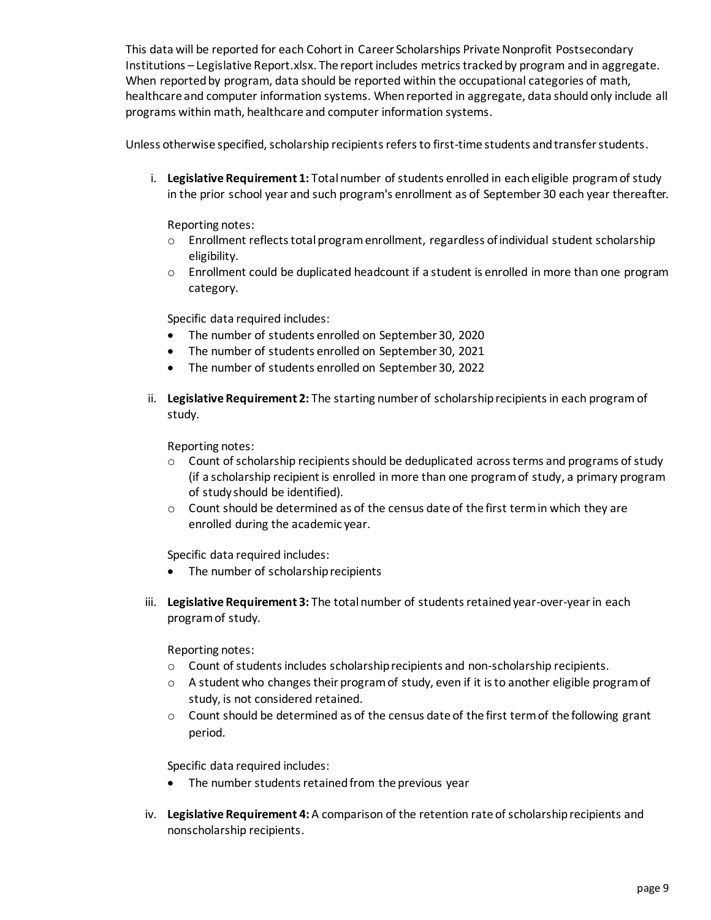This data will be reported for each Cohort in Career Scholarships Private Nonprofit Postsecondary Institutions – Legislative Report.xlsx. The report includes metrics tracked by program and in aggregate. When reported by program, data should be reported within the occupational categories of math, healthcare and computer information systems. When reported in aggregate, data should only include all programs within math, healthcare and computer information systems.

Unless otherwise specified, scholarship recipients refers to first-time students and transfer students.

i. **Legislative Requirement 1:** Total number of students enrolled in each eligible program of study in the prior school year and such program's enrollment as of September 30 each year thereafter.

   Reporting notes:
   - Enrollment reflects total program enrollment, regardless of individual student scholarship eligibility.
   - Enrollment could be duplicated headcount if a student is enrolled in more than one program category.

   Specific data required includes:
   - The number of students enrolled on September 30, 2020
   - The number of students enrolled on September 30, 2021
   - The number of students enrolled on September 30, 2022

ii. **Legislative Requirement 2:** The starting number of scholarship recipients in each program of study.

   Reporting notes:
   - Count of scholarship recipients should be deduplicated across terms and programs of study (if a scholarship recipient is enrolled in more than one program of study, a primary program of study should be identified).
   - Count should be determined as of the census date of the first term in which they are enrolled during the academic year.

   Specific data required includes:
   - The number of scholarship recipients

iii. **Legislative Requirement 3:** The total number of students retained year-over-year in each program of study.

   Reporting notes:
   - Count of students includes scholarship recipients and non-scholarship recipients.
   - A student who changes their program of study, even if it is to another eligible program of study, is not considered retained.
   - Count should be determined as of the census date of the first term of the following grant period.

   Specific data required includes:
   - The number students retained from the previous year

iv. **Legislative Requirement 4:** A comparison of the retention rate of scholarship recipients and nonscholarship recipients.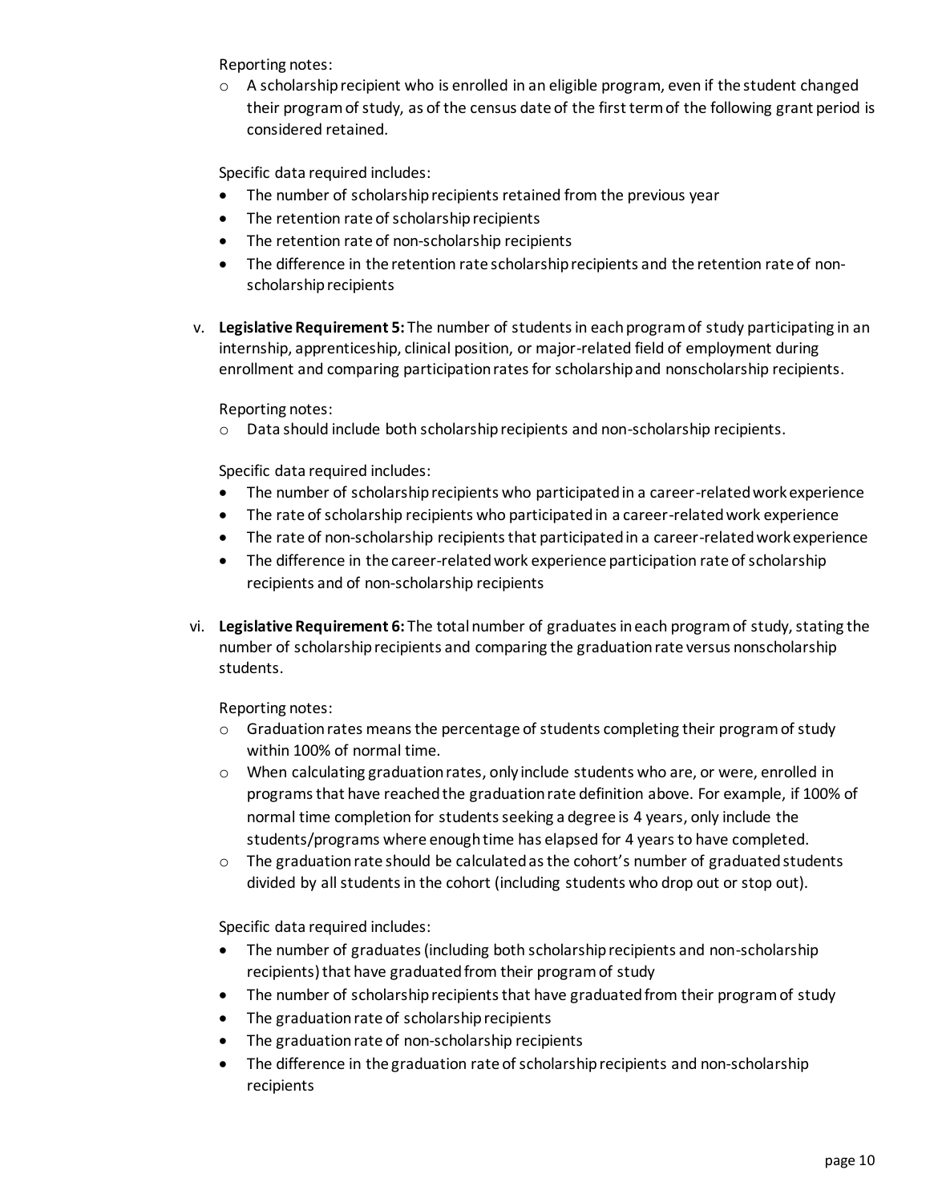Reporting notes:

- A scholarship recipient who is enrolled in an eligible program, even if the student changed their program of study, as of the census date of the first term of the following grant period is considered retained.

Specific data required includes:

- The number of scholarship recipients retained from the previous year
- The retention rate of scholarship recipients
- The retention rate of non-scholarship recipients
- The difference in the retention rate scholarship recipients and the retention rate of non-scholarship recipients

v. **Legislative Requirement 5:** The number of students in each program of study participating in an internship, apprenticeship, clinical position, or major-related field of employment during enrollment and comparing participation rates for scholarship and nonscholarship recipients.

Reporting notes:

- Data should include both scholarship recipients and non-scholarship recipients.

Specific data required includes:

- The number of scholarship recipients who participated in a career-related work experience
- The rate of scholarship recipients who participated in a career-related work experience
- The rate of non-scholarship recipients that participated in a career-related work experience
- The difference in the career-related work experience participation rate of scholarship recipients and of non-scholarship recipients

vi. **Legislative Requirement 6:** The total number of graduates in each program of study, stating the number of scholarship recipients and comparing the graduation rate versus nonscholarship students.

Reporting notes:

- Graduation rates means the percentage of students completing their program of study within 100% of normal time.
- When calculating graduation rates, only include students who are, or were, enrolled in programs that have reached the graduation rate definition above. For example, if 100% of normal time completion for students seeking a degree is 4 years, only include the students/programs where enough time has elapsed for 4 years to have completed.
- The graduation rate should be calculated as the cohort's number of graduated students divided by all students in the cohort (including students who drop out or stop out).

Specific data required includes:

- The number of graduates (including both scholarship recipients and non-scholarship recipients) that have graduated from their program of study
- The number of scholarship recipients that have graduated from their program of study
- The graduation rate of scholarship recipients
- The graduation rate of non-scholarship recipients
- The difference in the graduation rate of scholarship recipients and non-scholarship recipients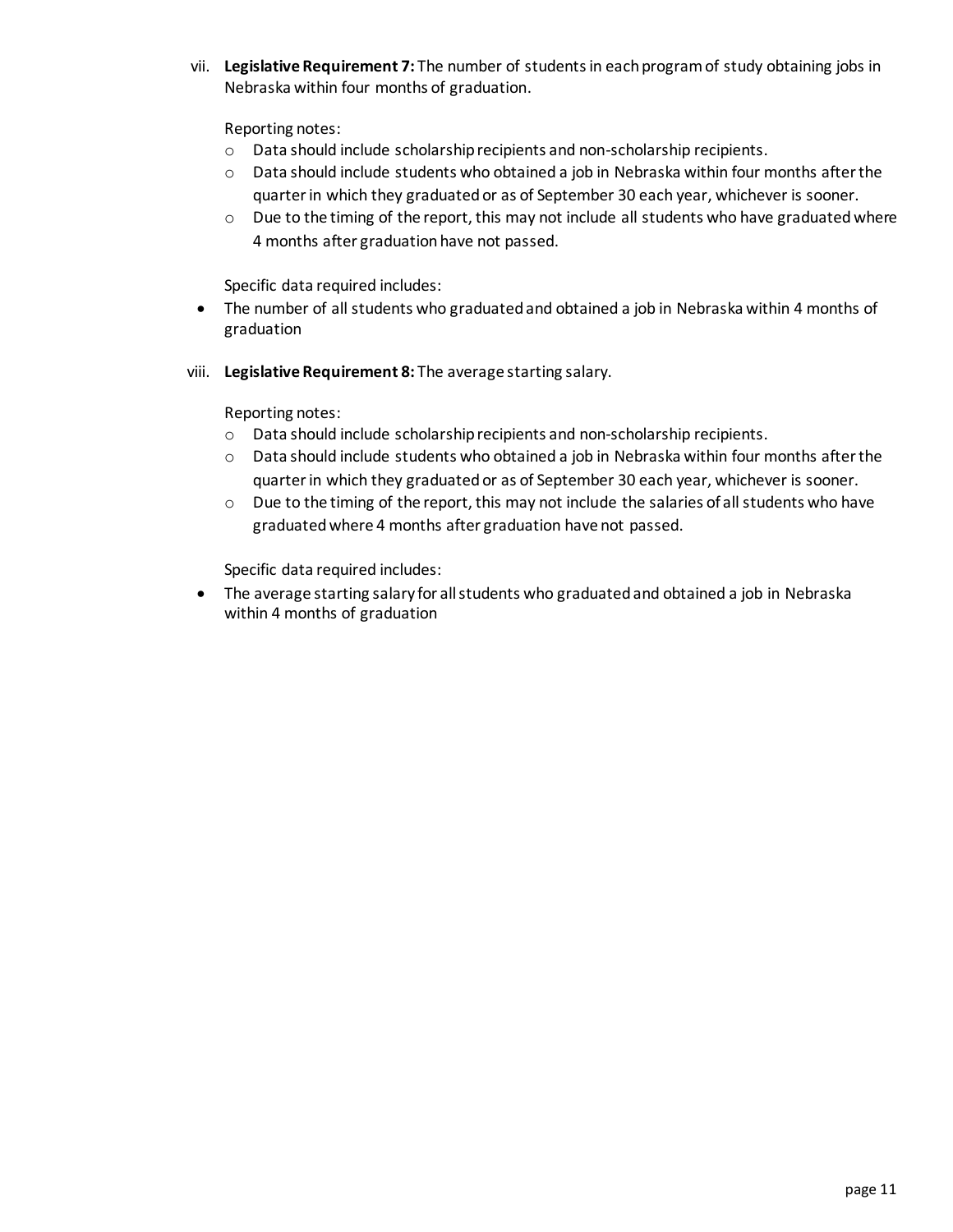vii. **Legislative Requirement 7:** The number of students in each program of study obtaining jobs in Nebraska within four months of graduation.

Reporting notes:

- Data should include scholarship recipients and non-scholarship recipients.
- Data should include students who obtained a job in Nebraska within four months after the quarter in which they graduated or as of September 30 each year, whichever is sooner.
- Due to the timing of the report, this may not include all students who have graduated where 4 months after graduation have not passed.

Specific data required includes:

- The number of all students who graduated and obtained a job in Nebraska within 4 months of graduation

viii. **Legislative Requirement 8:** The average starting salary.

Reporting notes:

- Data should include scholarship recipients and non-scholarship recipients.
- Data should include students who obtained a job in Nebraska within four months after the quarter in which they graduated or as of September 30 each year, whichever is sooner.
- Due to the timing of the report, this may not include the salaries of all students who have graduated where 4 months after graduation have not passed.

Specific data required includes:

- The average starting salary for all students who graduated and obtained a job in Nebraska within 4 months of graduation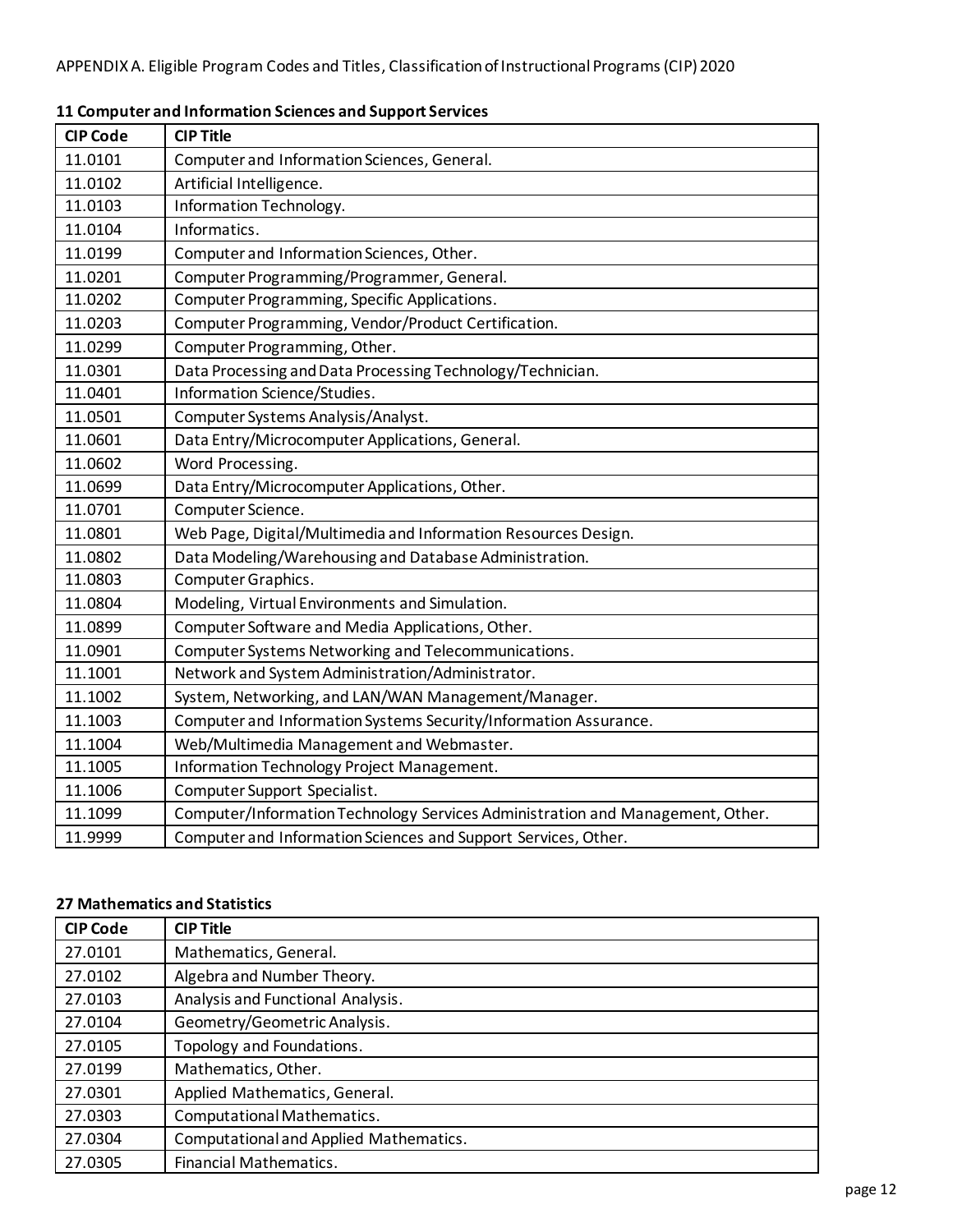APPENDIX A. Eligible Program Codes and Titles, Classification of Instructional Programs (CIP) 2020

**11 Computer and Information Sciences and Support Services**

| CIP Code | CIP Title |
|---|---|
| 11.0101 | Computer and Information Sciences, General. |
| 11.0102 | Artificial Intelligence. |
| 11.0103 | Information Technology. |
| 11.0104 | Informatics. |
| 11.0199 | Computer and Information Sciences, Other. |
| 11.0201 | Computer Programming/Programmer, General. |
| 11.0202 | Computer Programming, Specific Applications. |
| 11.0203 | Computer Programming, Vendor/Product Certification. |
| 11.0299 | Computer Programming, Other. |
| 11.0301 | Data Processing and Data Processing Technology/Technician. |
| 11.0401 | Information Science/Studies. |
| 11.0501 | Computer Systems Analysis/Analyst. |
| 11.0601 | Data Entry/Microcomputer Applications, General. |
| 11.0602 | Word Processing. |
| 11.0699 | Data Entry/Microcomputer Applications, Other. |
| 11.0701 | Computer Science. |
| 11.0801 | Web Page, Digital/Multimedia and Information Resources Design. |
| 11.0802 | Data Modeling/Warehousing and Database Administration. |
| 11.0803 | Computer Graphics. |
| 11.0804 | Modeling, Virtual Environments and Simulation. |
| 11.0899 | Computer Software and Media Applications, Other. |
| 11.0901 | Computer Systems Networking and Telecommunications. |
| 11.1001 | Network and System Administration/Administrator. |
| 11.1002 | System, Networking, and LAN/WAN Management/Manager. |
| 11.1003 | Computer and Information Systems Security/Information Assurance. |
| 11.1004 | Web/Multimedia Management and Webmaster. |
| 11.1005 | Information Technology Project Management. |
| 11.1006 | Computer Support Specialist. |
| 11.1099 | Computer/Information Technology Services Administration and Management, Other. |
| 11.9999 | Computer and Information Sciences and Support Services, Other. |

**27 Mathematics and Statistics**

| CIP Code | CIP Title |
|---|---|
| 27.0101 | Mathematics, General. |
| 27.0102 | Algebra and Number Theory. |
| 27.0103 | Analysis and Functional Analysis. |
| 27.0104 | Geometry/Geometric Analysis. |
| 27.0105 | Topology and Foundations. |
| 27.0199 | Mathematics, Other. |
| 27.0301 | Applied Mathematics, General. |
| 27.0303 | Computational Mathematics. |
| 27.0304 | Computational and Applied Mathematics. |
| 27.0305 | Financial Mathematics. |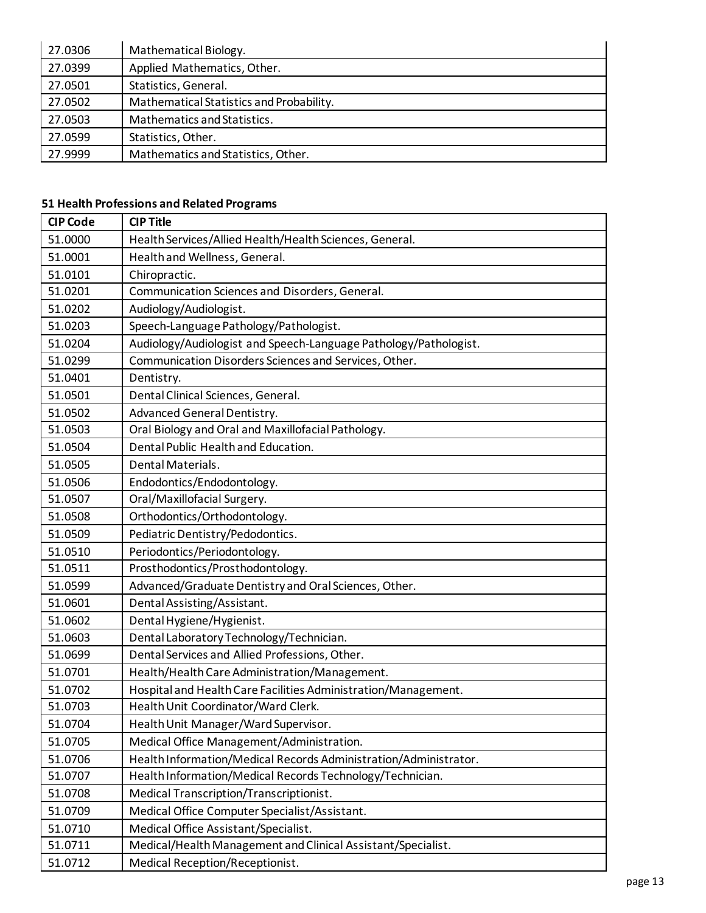| | |
|---|---|
| 27.0306 | Mathematical Biology. |
| 27.0399 | Applied Mathematics, Other. |
| 27.0501 | Statistics, General. |
| 27.0502 | Mathematical Statistics and Probability. |
| 27.0503 | Mathematics and Statistics. |
| 27.0599 | Statistics, Other. |
| 27.9999 | Mathematics and Statistics, Other. |

**51 Health Professions and Related Programs**

| CIP Code | CIP Title |
|---|---|
| 51.0000 | Health Services/Allied Health/Health Sciences, General. |
| 51.0001 | Health and Wellness, General. |
| 51.0101 | Chiropractic. |
| 51.0201 | Communication Sciences and Disorders, General. |
| 51.0202 | Audiology/Audiologist. |
| 51.0203 | Speech-Language Pathology/Pathologist. |
| 51.0204 | Audiology/Audiologist and Speech-Language Pathology/Pathologist. |
| 51.0299 | Communication Disorders Sciences and Services, Other. |
| 51.0401 | Dentistry. |
| 51.0501 | Dental Clinical Sciences, General. |
| 51.0502 | Advanced General Dentistry. |
| 51.0503 | Oral Biology and Oral and Maxillofacial Pathology. |
| 51.0504 | Dental Public Health and Education. |
| 51.0505 | Dental Materials. |
| 51.0506 | Endodontics/Endodontology. |
| 51.0507 | Oral/Maxillofacial Surgery. |
| 51.0508 | Orthodontics/Orthodontology. |
| 51.0509 | Pediatric Dentistry/Pedodontics. |
| 51.0510 | Periodontics/Periodontology. |
| 51.0511 | Prosthodontics/Prosthodontology. |
| 51.0599 | Advanced/Graduate Dentistry and Oral Sciences, Other. |
| 51.0601 | Dental Assisting/Assistant. |
| 51.0602 | Dental Hygiene/Hygienist. |
| 51.0603 | Dental Laboratory Technology/Technician. |
| 51.0699 | Dental Services and Allied Professions, Other. |
| 51.0701 | Health/Health Care Administration/Management. |
| 51.0702 | Hospital and Health Care Facilities Administration/Management. |
| 51.0703 | Health Unit Coordinator/Ward Clerk. |
| 51.0704 | Health Unit Manager/Ward Supervisor. |
| 51.0705 | Medical Office Management/Administration. |
| 51.0706 | Health Information/Medical Records Administration/Administrator. |
| 51.0707 | Health Information/Medical Records Technology/Technician. |
| 51.0708 | Medical Transcription/Transcriptionist. |
| 51.0709 | Medical Office Computer Specialist/Assistant. |
| 51.0710 | Medical Office Assistant/Specialist. |
| 51.0711 | Medical/Health Management and Clinical Assistant/Specialist. |
| 51.0712 | Medical Reception/Receptionist. |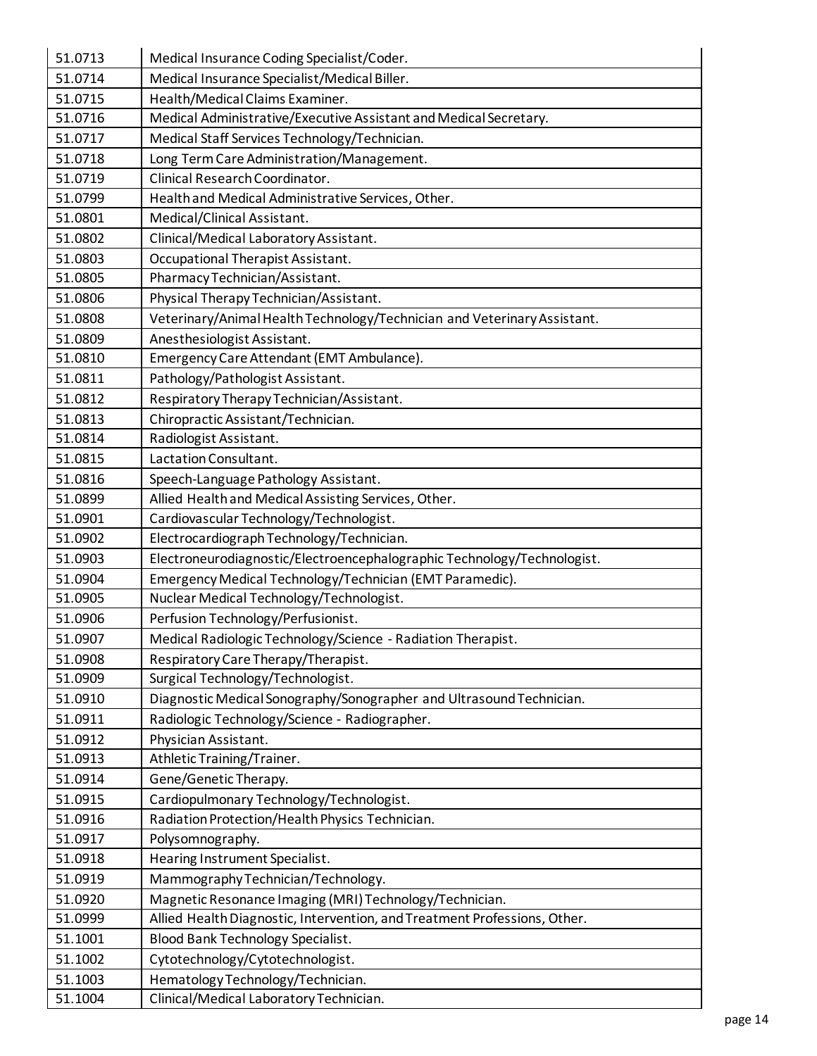| | |
|---|---|
| 51.0713 | Medical Insurance Coding Specialist/Coder. |
| 51.0714 | Medical Insurance Specialist/Medical Biller. |
| 51.0715 | Health/Medical Claims Examiner. |
| 51.0716 | Medical Administrative/Executive Assistant and Medical Secretary. |
| 51.0717 | Medical Staff Services Technology/Technician. |
| 51.0718 | Long Term Care Administration/Management. |
| 51.0719 | Clinical Research Coordinator. |
| 51.0799 | Health and Medical Administrative Services, Other. |
| 51.0801 | Medical/Clinical Assistant. |
| 51.0802 | Clinical/Medical Laboratory Assistant. |
| 51.0803 | Occupational Therapist Assistant. |
| 51.0805 | Pharmacy Technician/Assistant. |
| 51.0806 | Physical Therapy Technician/Assistant. |
| 51.0808 | Veterinary/Animal Health Technology/Technician and Veterinary Assistant. |
| 51.0809 | Anesthesiologist Assistant. |
| 51.0810 | Emergency Care Attendant (EMT Ambulance). |
| 51.0811 | Pathology/Pathologist Assistant. |
| 51.0812 | Respiratory Therapy Technician/Assistant. |
| 51.0813 | Chiropractic Assistant/Technician. |
| 51.0814 | Radiologist Assistant. |
| 51.0815 | Lactation Consultant. |
| 51.0816 | Speech-Language Pathology Assistant. |
| 51.0899 | Allied Health and Medical Assisting Services, Other. |
| 51.0901 | Cardiovascular Technology/Technologist. |
| 51.0902 | Electrocardiograph Technology/Technician. |
| 51.0903 | Electroneurodiagnostic/Electroencephalographic Technology/Technologist. |
| 51.0904 | Emergency Medical Technology/Technician (EMT Paramedic). |
| 51.0905 | Nuclear Medical Technology/Technologist. |
| 51.0906 | Perfusion Technology/Perfusionist. |
| 51.0907 | Medical Radiologic Technology/Science - Radiation Therapist. |
| 51.0908 | Respiratory Care Therapy/Therapist. |
| 51.0909 | Surgical Technology/Technologist. |
| 51.0910 | Diagnostic Medical Sonography/Sonographer and Ultrasound Technician. |
| 51.0911 | Radiologic Technology/Science - Radiographer. |
| 51.0912 | Physician Assistant. |
| 51.0913 | Athletic Training/Trainer. |
| 51.0914 | Gene/Genetic Therapy. |
| 51.0915 | Cardiopulmonary Technology/Technologist. |
| 51.0916 | Radiation Protection/Health Physics Technician. |
| 51.0917 | Polysomnography. |
| 51.0918 | Hearing Instrument Specialist. |
| 51.0919 | Mammography Technician/Technology. |
| 51.0920 | Magnetic Resonance Imaging (MRI) Technology/Technician. |
| 51.0999 | Allied Health Diagnostic, Intervention, and Treatment Professions, Other. |
| 51.1001 | Blood Bank Technology Specialist. |
| 51.1002 | Cytotechnology/Cytotechnologist. |
| 51.1003 | Hematology Technology/Technician. |
| 51.1004 | Clinical/Medical Laboratory Technician. |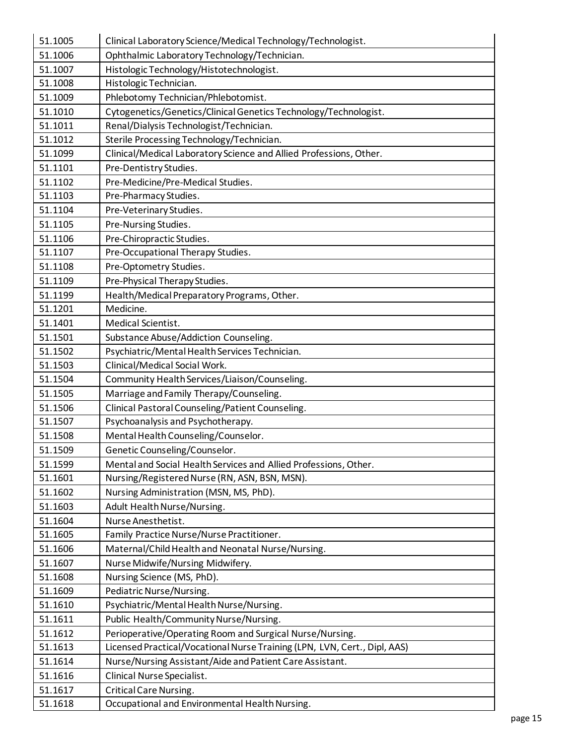| | |
|---|---|
| 51.1005 | Clinical Laboratory Science/Medical Technology/Technologist. |
| 51.1006 | Ophthalmic Laboratory Technology/Technician. |
| 51.1007 | Histologic Technology/Histotechnologist. |
| 51.1008 | Histologic Technician. |
| 51.1009 | Phlebotomy Technician/Phlebotomist. |
| 51.1010 | Cytogenetics/Genetics/Clinical Genetics Technology/Technologist. |
| 51.1011 | Renal/Dialysis Technologist/Technician. |
| 51.1012 | Sterile Processing Technology/Technician. |
| 51.1099 | Clinical/Medical Laboratory Science and Allied Professions, Other. |
| 51.1101 | Pre-Dentistry Studies. |
| 51.1102 | Pre-Medicine/Pre-Medical Studies. |
| 51.1103 | Pre-Pharmacy Studies. |
| 51.1104 | Pre-Veterinary Studies. |
| 51.1105 | Pre-Nursing Studies. |
| 51.1106 | Pre-Chiropractic Studies. |
| 51.1107 | Pre-Occupational Therapy Studies. |
| 51.1108 | Pre-Optometry Studies. |
| 51.1109 | Pre-Physical Therapy Studies. |
| 51.1199 | Health/Medical Preparatory Programs, Other. |
| 51.1201 | Medicine. |
| 51.1401 | Medical Scientist. |
| 51.1501 | Substance Abuse/Addiction Counseling. |
| 51.1502 | Psychiatric/Mental Health Services Technician. |
| 51.1503 | Clinical/Medical Social Work. |
| 51.1504 | Community Health Services/Liaison/Counseling. |
| 51.1505 | Marriage and Family Therapy/Counseling. |
| 51.1506 | Clinical Pastoral Counseling/Patient Counseling. |
| 51.1507 | Psychoanalysis and Psychotherapy. |
| 51.1508 | Mental Health Counseling/Counselor. |
| 51.1509 | Genetic Counseling/Counselor. |
| 51.1599 | Mental and Social Health Services and Allied Professions, Other. |
| 51.1601 | Nursing/Registered Nurse (RN, ASN, BSN, MSN). |
| 51.1602 | Nursing Administration (MSN, MS, PhD). |
| 51.1603 | Adult Health Nurse/Nursing. |
| 51.1604 | Nurse Anesthetist. |
| 51.1605 | Family Practice Nurse/Nurse Practitioner. |
| 51.1606 | Maternal/Child Health and Neonatal Nurse/Nursing. |
| 51.1607 | Nurse Midwife/Nursing Midwifery. |
| 51.1608 | Nursing Science (MS, PhD). |
| 51.1609 | Pediatric Nurse/Nursing. |
| 51.1610 | Psychiatric/Mental Health Nurse/Nursing. |
| 51.1611 | Public Health/Community Nurse/Nursing. |
| 51.1612 | Perioperative/Operating Room and Surgical Nurse/Nursing. |
| 51.1613 | Licensed Practical/Vocational Nurse Training (LPN, LVN, Cert., Dipl, AAS) |
| 51.1614 | Nurse/Nursing Assistant/Aide and Patient Care Assistant. |
| 51.1616 | Clinical Nurse Specialist. |
| 51.1617 | Critical Care Nursing. |
| 51.1618 | Occupational and Environmental Health Nursing. |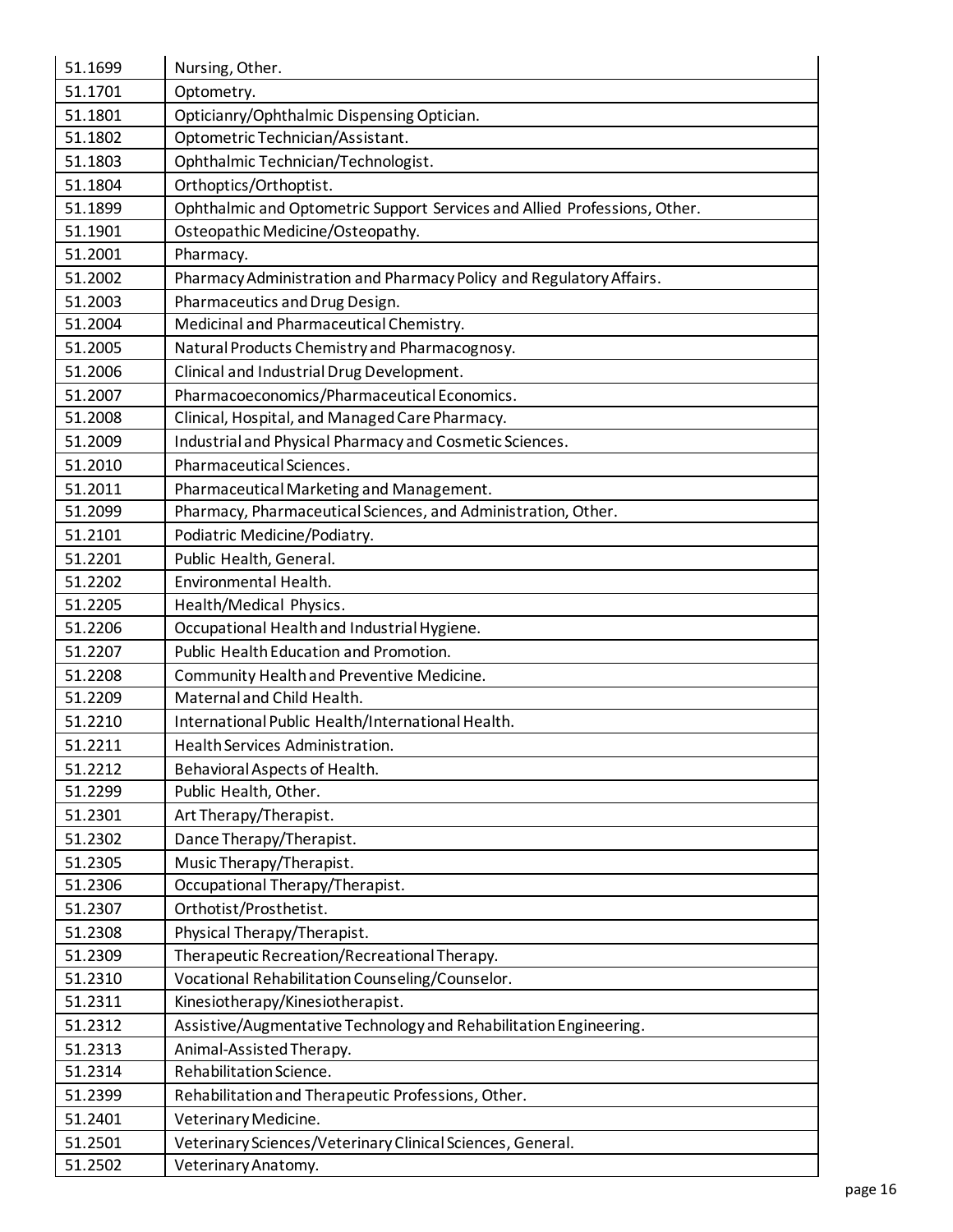| | |
|---|---|
| 51.1699 | Nursing, Other. |
| 51.1701 | Optometry. |
| 51.1801 | Opticianry/Ophthalmic Dispensing Optician. |
| 51.1802 | Optometric Technician/Assistant. |
| 51.1803 | Ophthalmic Technician/Technologist. |
| 51.1804 | Orthoptics/Orthoptist. |
| 51.1899 | Ophthalmic and Optometric Support Services and Allied Professions, Other. |
| 51.1901 | Osteopathic Medicine/Osteopathy. |
| 51.2001 | Pharmacy. |
| 51.2002 | Pharmacy Administration and Pharmacy Policy and Regulatory Affairs. |
| 51.2003 | Pharmaceutics and Drug Design. |
| 51.2004 | Medicinal and Pharmaceutical Chemistry. |
| 51.2005 | Natural Products Chemistry and Pharmacognosy. |
| 51.2006 | Clinical and Industrial Drug Development. |
| 51.2007 | Pharmacoeconomics/Pharmaceutical Economics. |
| 51.2008 | Clinical, Hospital, and Managed Care Pharmacy. |
| 51.2009 | Industrial and Physical Pharmacy and Cosmetic Sciences. |
| 51.2010 | Pharmaceutical Sciences. |
| 51.2011 | Pharmaceutical Marketing and Management. |
| 51.2099 | Pharmacy, Pharmaceutical Sciences, and Administration, Other. |
| 51.2101 | Podiatric Medicine/Podiatry. |
| 51.2201 | Public Health, General. |
| 51.2202 | Environmental Health. |
| 51.2205 | Health/Medical Physics. |
| 51.2206 | Occupational Health and Industrial Hygiene. |
| 51.2207 | Public Health Education and Promotion. |
| 51.2208 | Community Health and Preventive Medicine. |
| 51.2209 | Maternal and Child Health. |
| 51.2210 | International Public Health/International Health. |
| 51.2211 | Health Services Administration. |
| 51.2212 | Behavioral Aspects of Health. |
| 51.2299 | Public Health, Other. |
| 51.2301 | Art Therapy/Therapist. |
| 51.2302 | Dance Therapy/Therapist. |
| 51.2305 | Music Therapy/Therapist. |
| 51.2306 | Occupational Therapy/Therapist. |
| 51.2307 | Orthotist/Prosthetist. |
| 51.2308 | Physical Therapy/Therapist. |
| 51.2309 | Therapeutic Recreation/Recreational Therapy. |
| 51.2310 | Vocational Rehabilitation Counseling/Counselor. |
| 51.2311 | Kinesiotherapy/Kinesiotherapist. |
| 51.2312 | Assistive/Augmentative Technology and Rehabilitation Engineering. |
| 51.2313 | Animal-Assisted Therapy. |
| 51.2314 | Rehabilitation Science. |
| 51.2399 | Rehabilitation and Therapeutic Professions, Other. |
| 51.2401 | Veterinary Medicine. |
| 51.2501 | Veterinary Sciences/Veterinary Clinical Sciences, General. |
| 51.2502 | Veterinary Anatomy. |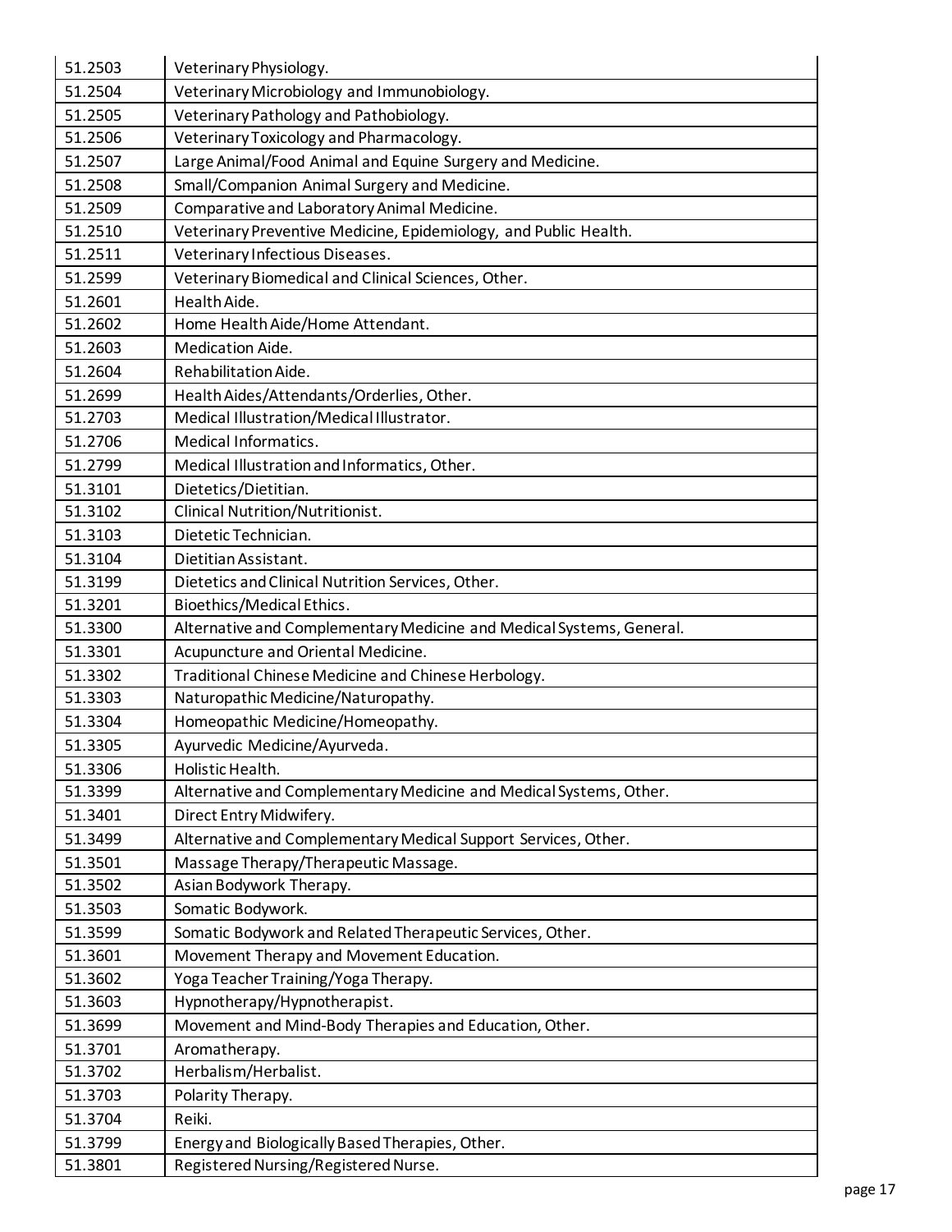| | |
|---|---|
| 51.2503 | Veterinary Physiology. |
| 51.2504 | Veterinary Microbiology and Immunobiology. |
| 51.2505 | Veterinary Pathology and Pathobiology. |
| 51.2506 | Veterinary Toxicology and Pharmacology. |
| 51.2507 | Large Animal/Food Animal and Equine Surgery and Medicine. |
| 51.2508 | Small/Companion Animal Surgery and Medicine. |
| 51.2509 | Comparative and Laboratory Animal Medicine. |
| 51.2510 | Veterinary Preventive Medicine, Epidemiology, and Public Health. |
| 51.2511 | Veterinary Infectious Diseases. |
| 51.2599 | Veterinary Biomedical and Clinical Sciences, Other. |
| 51.2601 | Health Aide. |
| 51.2602 | Home Health Aide/Home Attendant. |
| 51.2603 | Medication Aide. |
| 51.2604 | Rehabilitation Aide. |
| 51.2699 | Health Aides/Attendants/Orderlies, Other. |
| 51.2703 | Medical Illustration/Medical Illustrator. |
| 51.2706 | Medical Informatics. |
| 51.2799 | Medical Illustration and Informatics, Other. |
| 51.3101 | Dietetics/Dietitian. |
| 51.3102 | Clinical Nutrition/Nutritionist. |
| 51.3103 | Dietetic Technician. |
| 51.3104 | Dietitian Assistant. |
| 51.3199 | Dietetics and Clinical Nutrition Services, Other. |
| 51.3201 | Bioethics/Medical Ethics. |
| 51.3300 | Alternative and Complementary Medicine and Medical Systems, General. |
| 51.3301 | Acupuncture and Oriental Medicine. |
| 51.3302 | Traditional Chinese Medicine and Chinese Herbology. |
| 51.3303 | Naturopathic Medicine/Naturopathy. |
| 51.3304 | Homeopathic Medicine/Homeopathy. |
| 51.3305 | Ayurvedic Medicine/Ayurveda. |
| 51.3306 | Holistic Health. |
| 51.3399 | Alternative and Complementary Medicine and Medical Systems, Other. |
| 51.3401 | Direct Entry Midwifery. |
| 51.3499 | Alternative and Complementary Medical Support Services, Other. |
| 51.3501 | Massage Therapy/Therapeutic Massage. |
| 51.3502 | Asian Bodywork Therapy. |
| 51.3503 | Somatic Bodywork. |
| 51.3599 | Somatic Bodywork and Related Therapeutic Services, Other. |
| 51.3601 | Movement Therapy and Movement Education. |
| 51.3602 | Yoga Teacher Training/Yoga Therapy. |
| 51.3603 | Hypnotherapy/Hypnotherapist. |
| 51.3699 | Movement and Mind-Body Therapies and Education, Other. |
| 51.3701 | Aromatherapy. |
| 51.3702 | Herbalism/Herbalist. |
| 51.3703 | Polarity Therapy. |
| 51.3704 | Reiki. |
| 51.3799 | Energy and Biologically Based Therapies, Other. |
| 51.3801 | Registered Nursing/Registered Nurse. |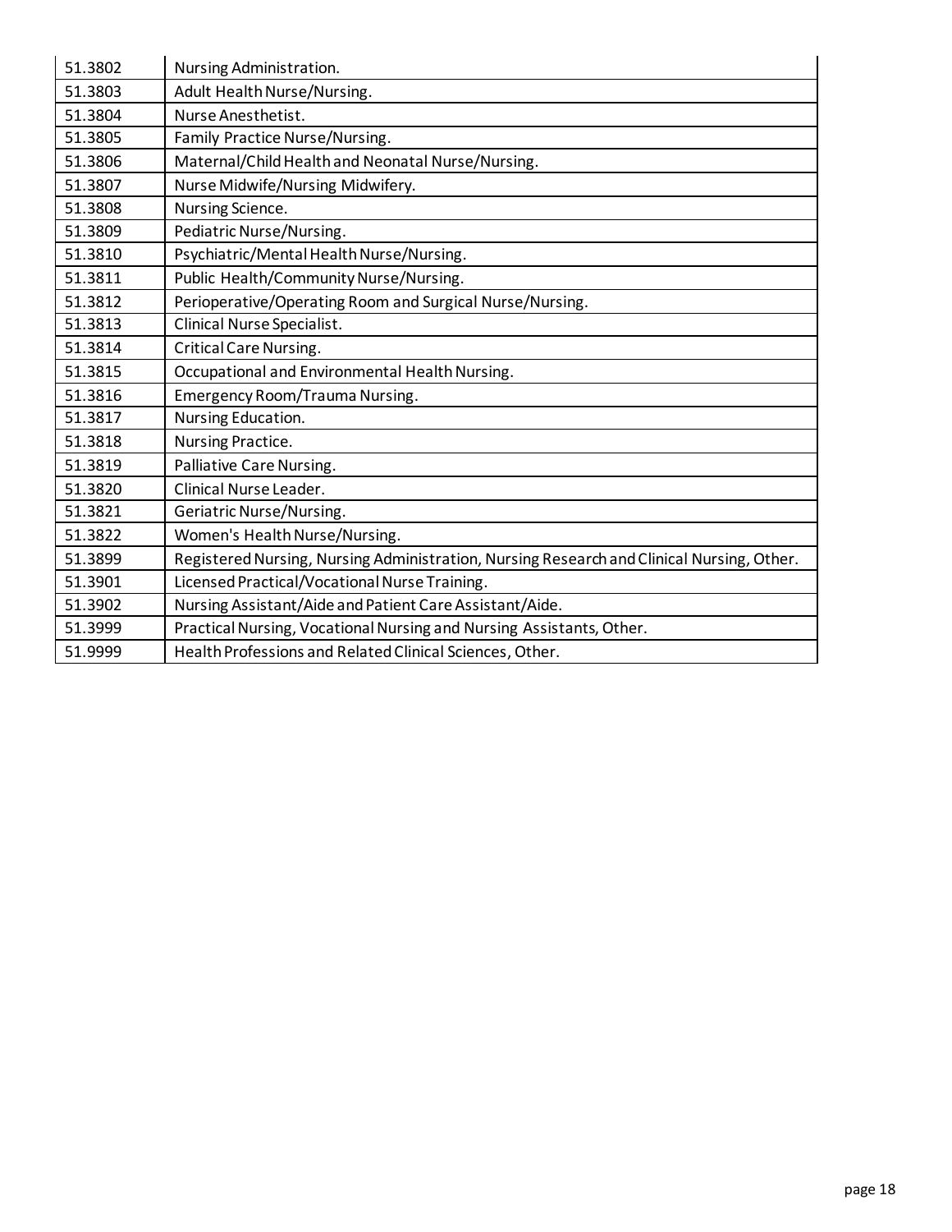| | |
|---|---|
| 51.3802 | Nursing Administration. |
| 51.3803 | Adult Health Nurse/Nursing. |
| 51.3804 | Nurse Anesthetist. |
| 51.3805 | Family Practice Nurse/Nursing. |
| 51.3806 | Maternal/Child Health and Neonatal Nurse/Nursing. |
| 51.3807 | Nurse Midwife/Nursing Midwifery. |
| 51.3808 | Nursing Science. |
| 51.3809 | Pediatric Nurse/Nursing. |
| 51.3810 | Psychiatric/Mental Health Nurse/Nursing. |
| 51.3811 | Public Health/Community Nurse/Nursing. |
| 51.3812 | Perioperative/Operating Room and Surgical Nurse/Nursing. |
| 51.3813 | Clinical Nurse Specialist. |
| 51.3814 | Critical Care Nursing. |
| 51.3815 | Occupational and Environmental Health Nursing. |
| 51.3816 | Emergency Room/Trauma Nursing. |
| 51.3817 | Nursing Education. |
| 51.3818 | Nursing Practice. |
| 51.3819 | Palliative Care Nursing. |
| 51.3820 | Clinical Nurse Leader. |
| 51.3821 | Geriatric Nurse/Nursing. |
| 51.3822 | Women's Health Nurse/Nursing. |
| 51.3899 | Registered Nursing, Nursing Administration, Nursing Research and Clinical Nursing, Other. |
| 51.3901 | Licensed Practical/Vocational Nurse Training. |
| 51.3902 | Nursing Assistant/Aide and Patient Care Assistant/Aide. |
| 51.3999 | Practical Nursing, Vocational Nursing and Nursing Assistants, Other. |
| 51.9999 | Health Professions and Related Clinical Sciences, Other. |